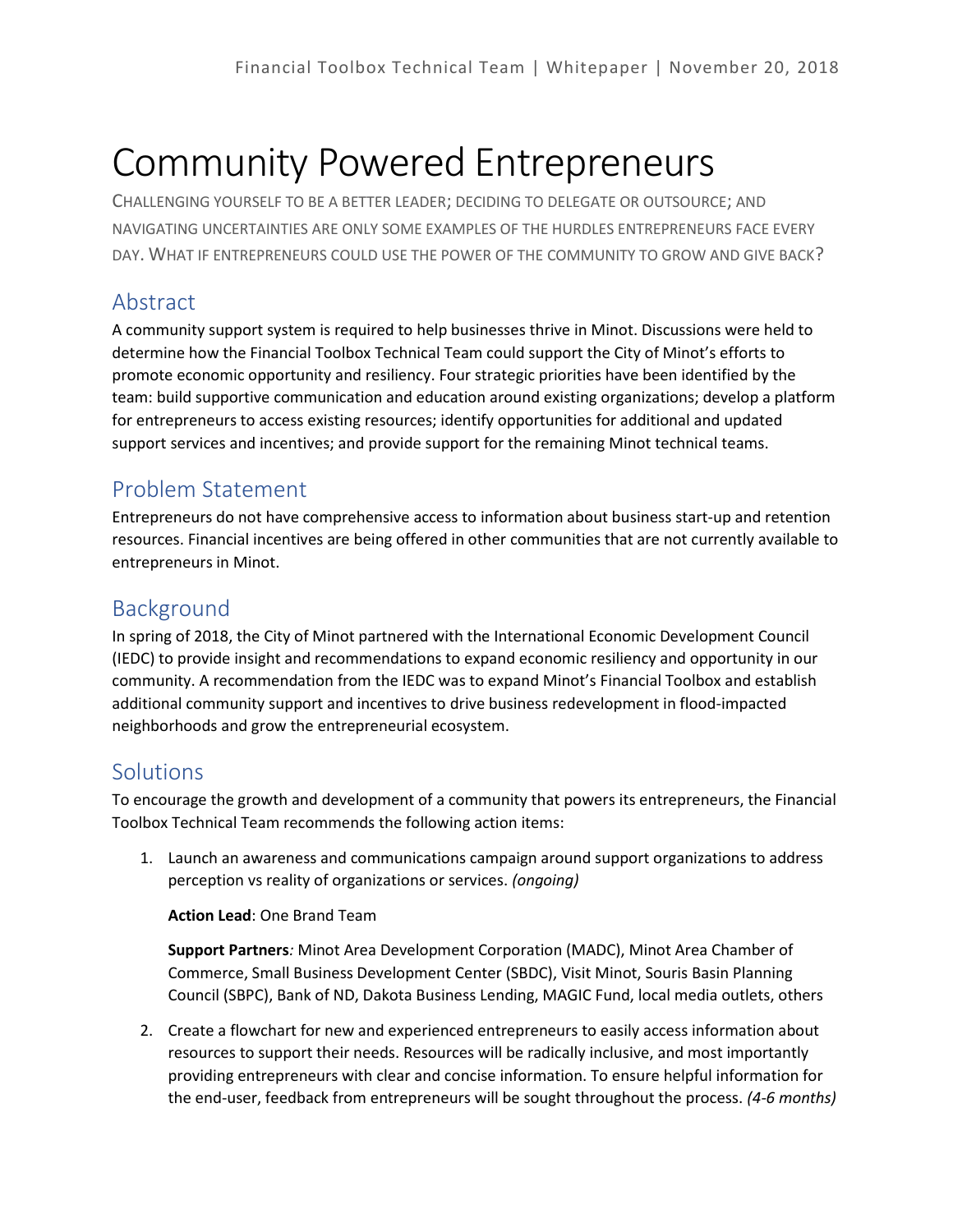# Community Powered Entrepreneurs

CHALLENGING YOURSELF TO BE A BETTER LEADER; DECIDING TO DELEGATE OR OUTSOURCE; AND NAVIGATING UNCERTAINTIES ARE ONLY SOME EXAMPLES OF THE HURDLES ENTREPRENEURS FACE EVERY DAY. WHAT IF ENTREPRENEURS COULD USE THE POWER OF THE COMMUNITY TO GROW AND GIVE BACK?

## Abstract

A community support system is required to help businesses thrive in Minot. Discussions were held to determine how the Financial Toolbox Technical Team could support the City of Minot's efforts to promote economic opportunity and resiliency. Four strategic priorities have been identified by the team: build supportive communication and education around existing organizations; develop a platform for entrepreneurs to access existing resources; identify opportunities for additional and updated support services and incentives; and provide support for the remaining Minot technical teams.

## Problem Statement

Entrepreneurs do not have comprehensive access to information about business start-up and retention resources. Financial incentives are being offered in other communities that are not currently available to entrepreneurs in Minot.

## Background

In spring of 2018, the City of Minot partnered with the International Economic Development Council (IEDC) to provide insight and recommendations to expand economic resiliency and opportunity in our community. A recommendation from the IEDC was to expand Minot's Financial Toolbox and establish additional community support and incentives to drive business redevelopment in flood-impacted neighborhoods and grow the entrepreneurial ecosystem.

## Solutions

To encourage the growth and development of a community that powers its entrepreneurs, the Financial Toolbox Technical Team recommends the following action items:

1. Launch an awareness and communications campaign around support organizations to address perception vs reality of organizations or services. *(ongoing)*

   **Action Lead**: One Brand Team

   **Support Partners***:* Minot Area Development Corporation (MADC), Minot Area Chamber of Commerce, Small Business Development Center (SBDC), Visit Minot, Souris Basin Planning Council (SBPC), Bank of ND, Dakota Business Lending, MAGIC Fund, local media outlets, others

2. Create a flowchart for new and experienced entrepreneurs to easily access information about resources to support their needs. Resources will be radically inclusive, and most importantly providing entrepreneurs with clear and concise information. To ensure helpful information for the end-user, feedback from entrepreneurs will be sought throughout the process. *(4-6 months)*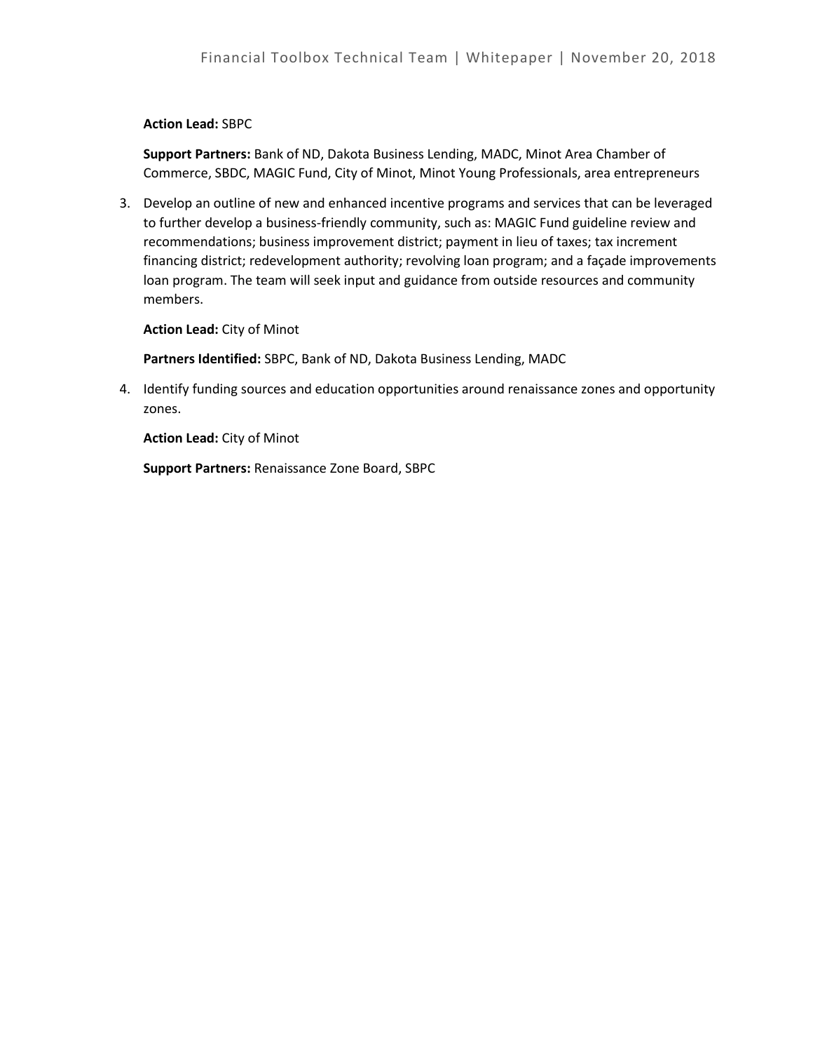**Action Lead:** SBPC

**Support Partners:** Bank of ND, Dakota Business Lending, MADC, Minot Area Chamber of Commerce, SBDC, MAGIC Fund, City of Minot, Minot Young Professionals, area entrepreneurs

3. Develop an outline of new and enhanced incentive programs and services that can be leveraged to further develop a business-friendly community, such as: MAGIC Fund guideline review and recommendations; business improvement district; payment in lieu of taxes; tax increment financing district; redevelopment authority; revolving loan program; and a façade improvements loan program. The team will seek input and guidance from outside resources and community members.

   **Action Lead:** City of Minot

   **Partners Identified:** SBPC, Bank of ND, Dakota Business Lending, MADC

4. Identify funding sources and education opportunities around renaissance zones and opportunity zones.

   **Action Lead:** City of Minot

   **Support Partners:** Renaissance Zone Board, SBPC